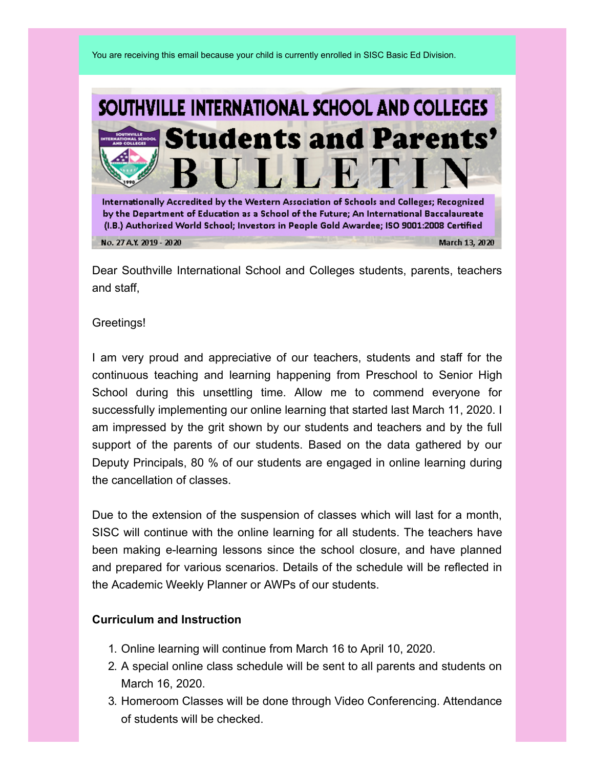You are receiving this email because your child is currently enrolled in SISC Basic Ed Division.

# SOUTHVILLE INTERNATIONAL SCHOOL AND COLLEGES

# Students and Parents' BULLETIN

Internationally Accredited by the Western Association of Schools and Colleges; Recognized by the Department of Education as a School of the Future; An International Baccalaureate (I.B.) Authorized World School; Investors in People Gold Awardee; ISO 9001:2008 Certified

No. 27 A.Y. 2019 - 2020 March 13, 2020

Dear Southville International School and Colleges students, parents, teachers and staff,

Greetings!

I am very proud and appreciative of our teachers, students and staff for the continuous teaching and learning happening from Preschool to Senior High School during this unsettling time. Allow me to commend everyone for successfully implementing our online learning that started last March 11, 2020. I am impressed by the grit shown by our students and teachers and by the full support of the parents of our students. Based on the data gathered by our Deputy Principals, 80 % of our students are engaged in online learning during the cancellation of classes.

Due to the extension of the suspension of classes which will last for a month, SISC will continue with the online learning for all students. The teachers have been making e-learning lessons since the school closure, and have planned and prepared for various scenarios. Details of the schedule will be reflected in the Academic Weekly Planner or AWPs of our students.

**Curriculum and Instruction**

1. Online learning will continue from March 16 to April 10, 2020.
2. A special online class schedule will be sent to all parents and students on March 16, 2020.
3. Homeroom Classes will be done through Video Conferencing. Attendance of students will be checked.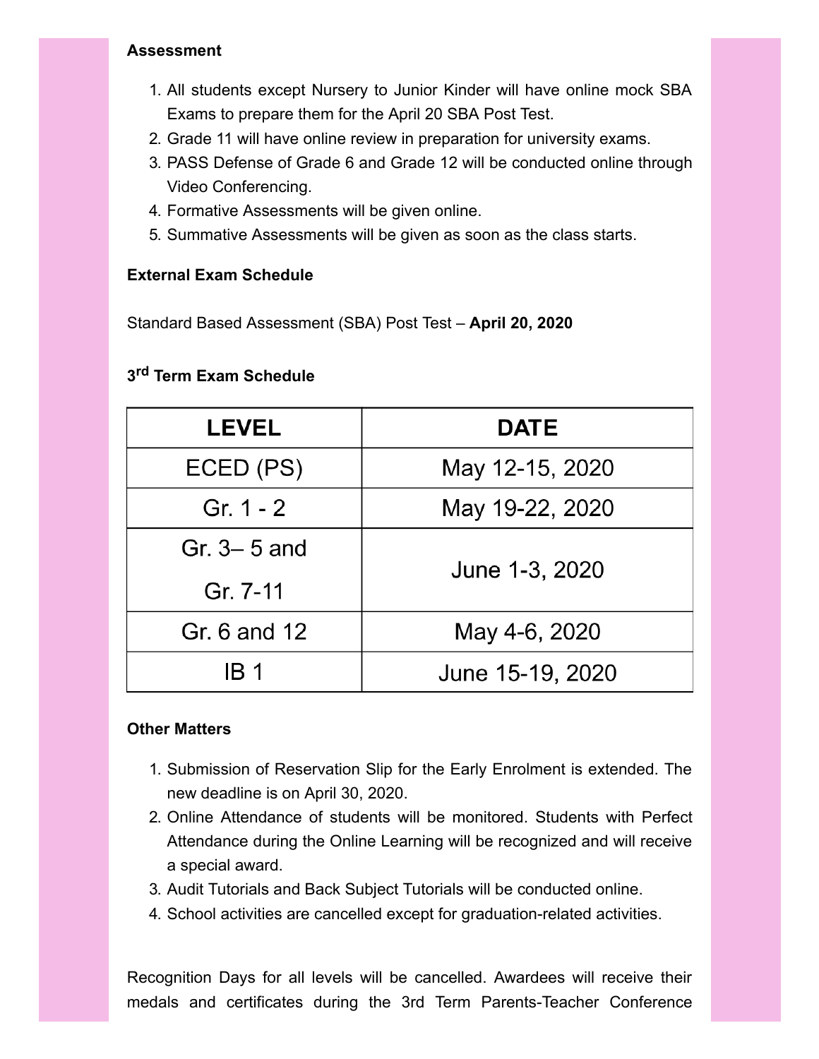**Assessment**

1. All students except Nursery to Junior Kinder will have online mock SBA Exams to prepare them for the April 20 SBA Post Test.
2. Grade 11 will have online review in preparation for university exams.
3. PASS Defense of Grade 6 and Grade 12 will be conducted online through Video Conferencing.
4. Formative Assessments will be given online.
5. Summative Assessments will be given as soon as the class starts.

**External Exam Schedule**

Standard Based Assessment (SBA) Post Test – **April 20, 2020**

**3rd Term Exam Schedule**

| LEVEL | DATE |
|---|---|
| ECED (PS) | May 12-15, 2020 |
| Gr. 1 - 2 | May 19-22, 2020 |
| Gr. 3– 5 and Gr. 7-11 | June 1-3, 2020 |
| Gr. 6 and 12 | May 4-6, 2020 |
| IB 1 | June 15-19, 2020 |

**Other Matters**

1. Submission of Reservation Slip for the Early Enrolment is extended. The new deadline is on April 30, 2020.
2. Online Attendance of students will be monitored. Students with Perfect Attendance during the Online Learning will be recognized and will receive a special award.
3. Audit Tutorials and Back Subject Tutorials will be conducted online.
4. School activities are cancelled except for graduation-related activities.

Recognition Days for all levels will be cancelled. Awardees will receive their medals and certificates during the 3rd Term Parents-Teacher Conference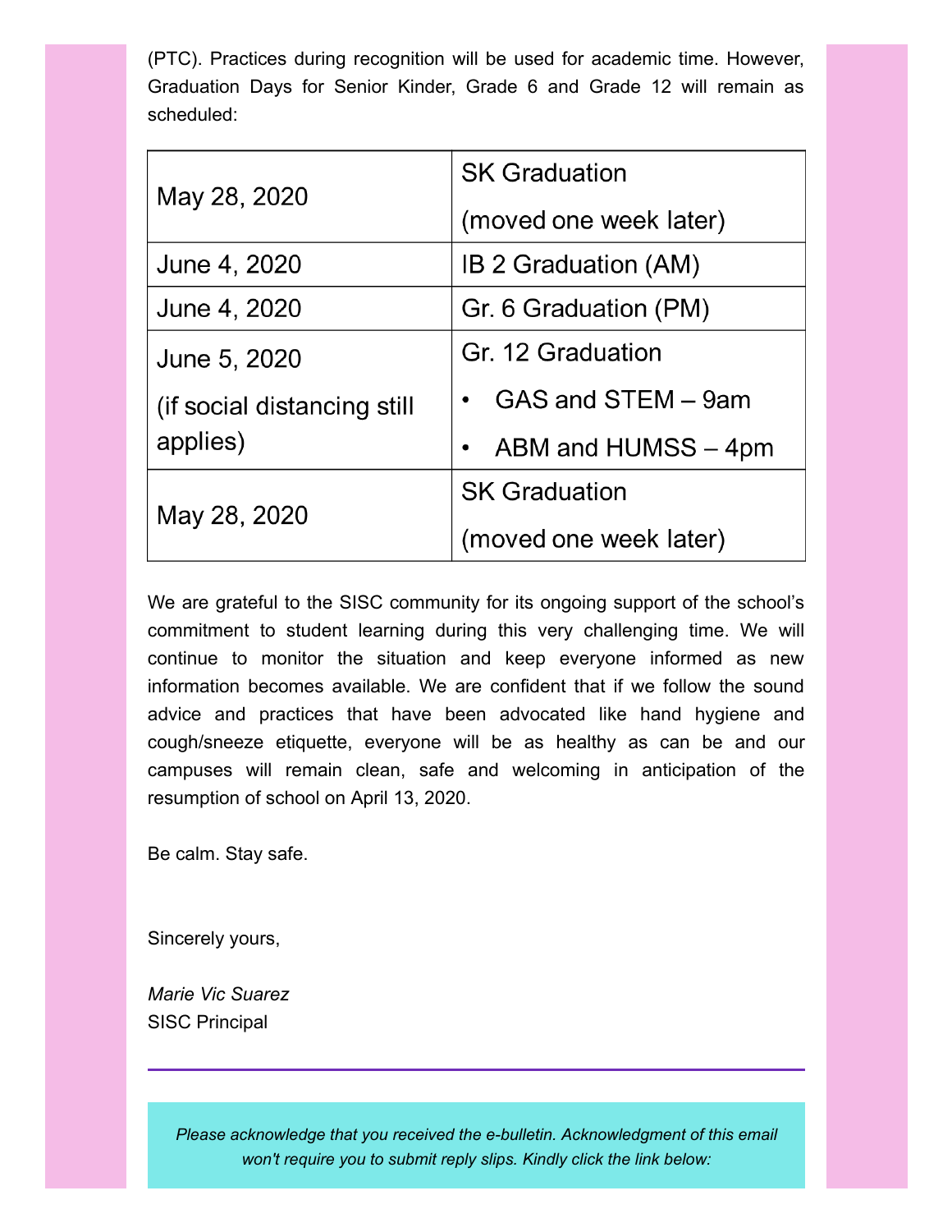(PTC). Practices during recognition will be used for academic time. However, Graduation Days for Senior Kinder, Grade 6 and Grade 12 will remain as scheduled:

| May 28, 2020 | SK Graduation<br>(moved one week later) |
|---|---|
| June 4, 2020 | IB 2 Graduation (AM) |
| June 4, 2020 | Gr. 6 Graduation (PM) |
| June 5, 2020<br>(if social distancing still applies) | Gr. 12 Graduation<br>• GAS and STEM – 9am<br>• ABM and HUMSS – 4pm |
| May 28, 2020 | SK Graduation<br>(moved one week later) |

We are grateful to the SISC community for its ongoing support of the school's commitment to student learning during this very challenging time. We will continue to monitor the situation and keep everyone informed as new information becomes available. We are confident that if we follow the sound advice and practices that have been advocated like hand hygiene and cough/sneeze etiquette, everyone will be as healthy as can be and our campuses will remain clean, safe and welcoming in anticipation of the resumption of school on April 13, 2020.

Be calm. Stay safe.

Sincerely yours,

*Marie Vic Suarez*
SISC Principal

---

*Please acknowledge that you received the e-bulletin. Acknowledgment of this email won't require you to submit reply slips. Kindly click the link below:*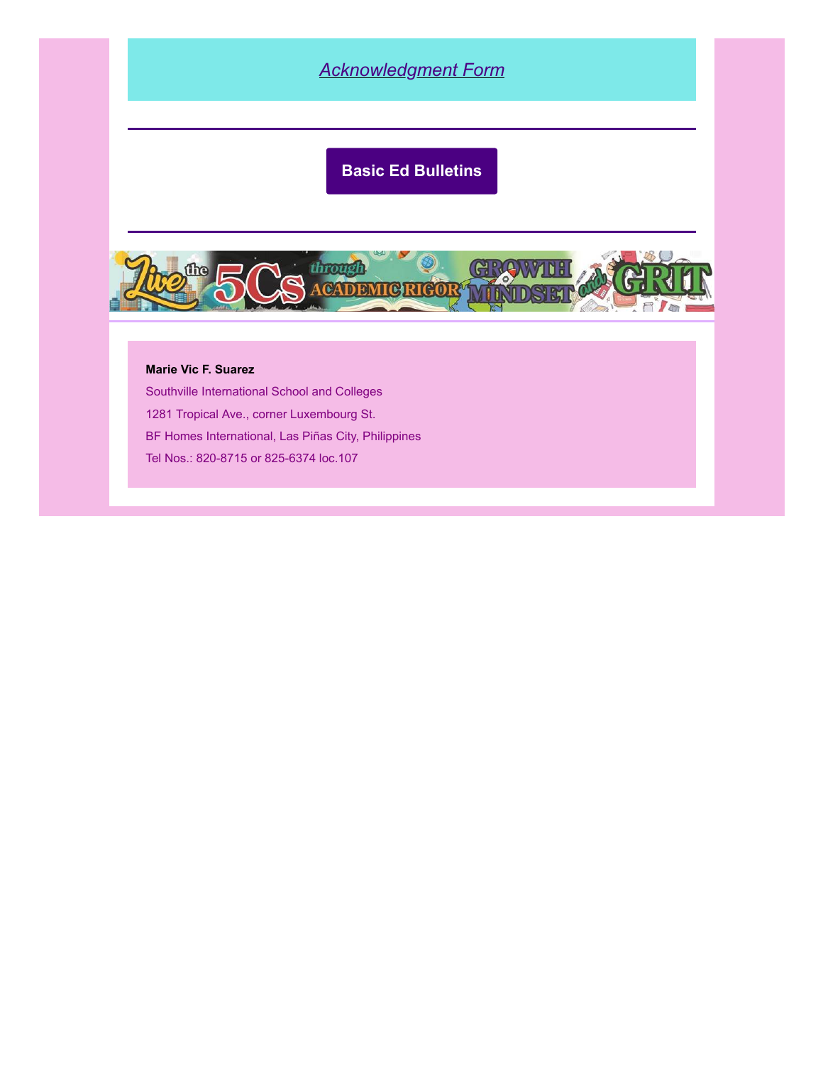*Acknowledgment Form*

---

**Basic Ed Bulletins**

---

Live the 5Cs through ACADEMIC RIGOR, GROWTH MINDSET and GRIT

**Marie Vic F. Suarez**

Southville International School and Colleges

1281 Tropical Ave., corner Luxembourg St.

BF Homes International, Las Piñas City, Philippines

Tel Nos.: 820-8715 or 825-6374 loc.107